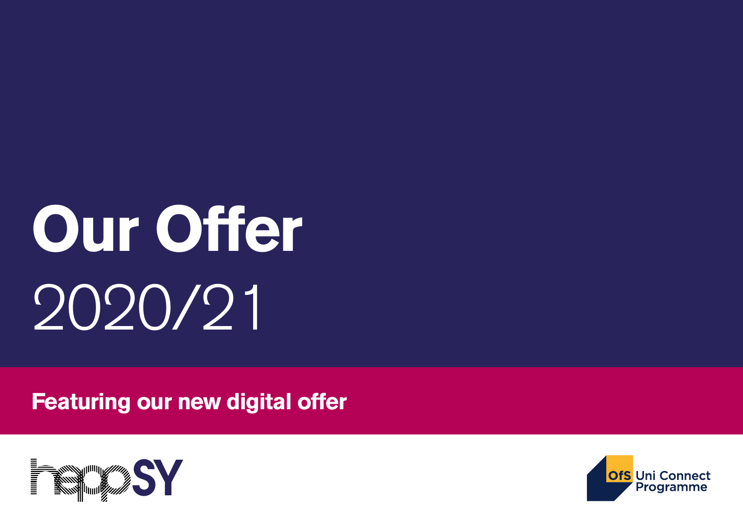# Our Offer 2020/21

**Featuring our new digital offer**

heppSY

OfS Uni Connect Programme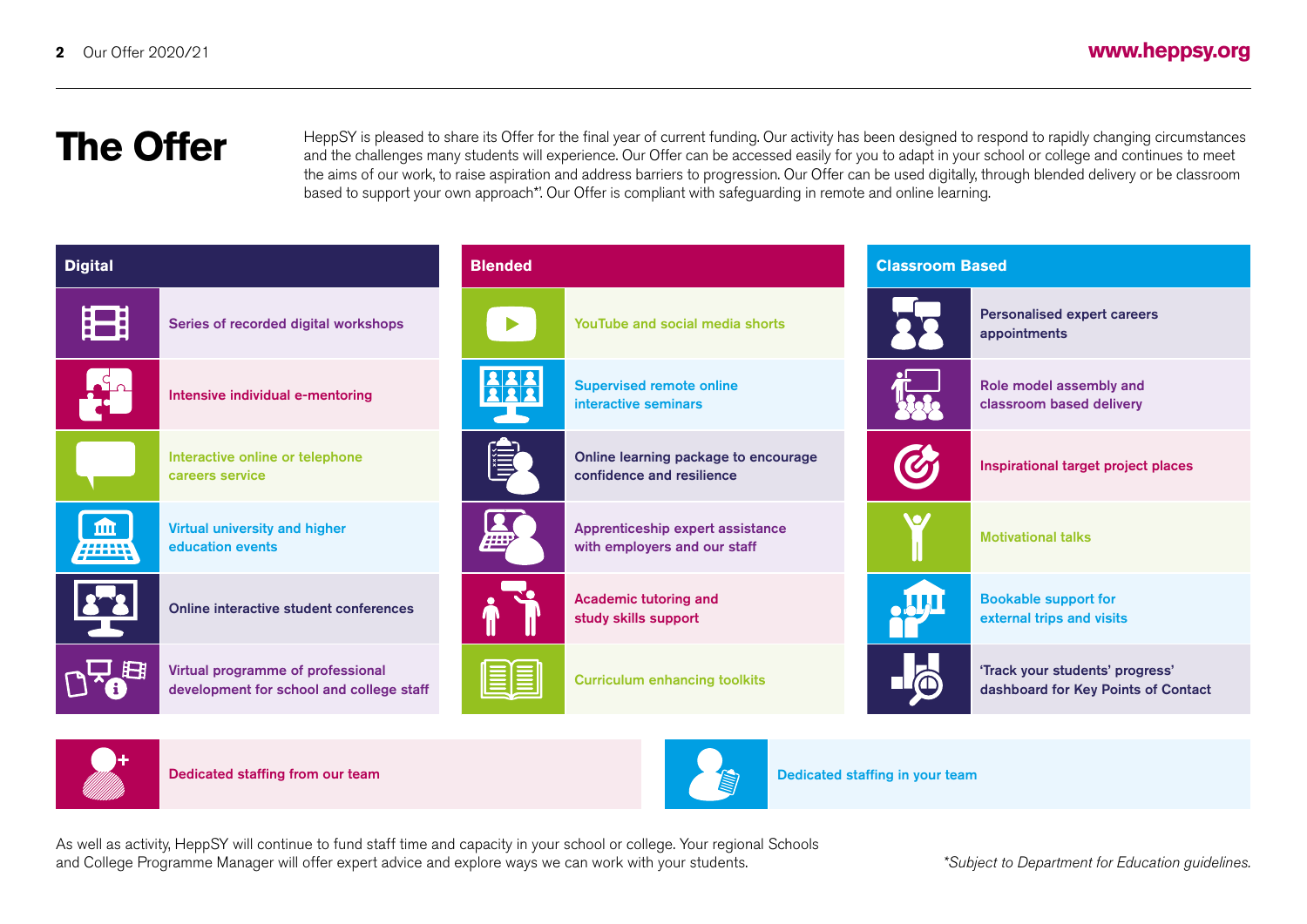# The Offer

HeppSY is pleased to share its Offer for the final year of current funding. Our activity has been designed to respond to rapidly changing circumstances and the challenges many students will experience. Our Offer can be accessed easily for you to adapt in your school or college and continues to meet the aims of our work, to raise aspiration and address barriers to progression. Our Offer can be used digitally, through blended delivery or be classroom based to support your own approach*. Our Offer is compliant with safeguarding in remote and online learning.

| Digital | Blended | Classroom Based |
| --- | --- | --- |
| Series of recorded digital workshops | YouTube and social media shorts | Personalised expert careers appointments |
| Intensive individual e-mentoring | Supervised remote online interactive seminars | Role model assembly and classroom based delivery |
| Interactive online or telephone careers service | Online learning package to encourage confidence and resilience | Inspirational target project places |
| Virtual university and higher education events | Apprenticeship expert assistance with employers and our staff | Motivational talks |
| Online interactive student conferences | Academic tutoring and study skills support | Bookable support for external trips and visits |
| Virtual programme of professional development for school and college staff | Curriculum enhancing toolkits | 'Track your students' progress' dashboard for Key Points of Contact |

- Dedicated staffing from our team
- Dedicated staffing in your team

As well as activity, HeppSY will continue to fund staff time and capacity in your school or college. Your regional Schools and College Programme Manager will offer expert advice and explore ways we can work with your students.

*\*Subject to Department for Education guidelines.*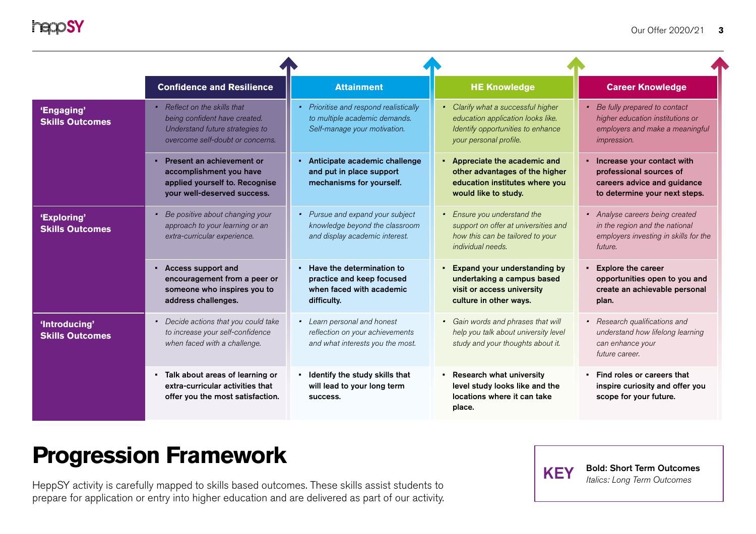| | Confidence and Resilience | Attainment | HE Knowledge | Career Knowledge |
|---|---|---|---|---|
| **'Engaging' Skills Outcomes** | *Reflect on the skills that being confident have created. Understand future strategies to overcome self-doubt or concerns.* | *Prioritise and respond realistically to multiple academic demands. Self-manage your motivation.* | *Clarify what a successful higher education application looks like. Identify opportunities to enhance your personal profile.* | *Be fully prepared to contact higher education institutions or employers and make a meaningful impression.* |
| | **Present an achievement or accomplishment you have applied yourself to. Recognise your well-deserved success.** | **Anticipate academic challenge and put in place support mechanisms for yourself.** | **Appreciate the academic and other advantages of the higher education institutes where you would like to study.** | **Increase your contact with professional sources of careers advice and guidance to determine your next steps.** |
| **'Exploring' Skills Outcomes** | *Be positive about changing your approach to your learning or an extra-curricular experience.* | *Pursue and expand your subject knowledge beyond the classroom and display academic interest.* | *Ensure you understand the support on offer at universities and how this can be tailored to your individual needs.* | *Analyse careers being created in the region and the national employers investing in skills for the future.* |
| | **Access support and encouragement from a peer or someone who inspires you to address challenges.** | **Have the determination to practice and keep focused when faced with academic difficulty.** | **Expand your understanding by undertaking a campus based visit or access university culture in other ways.** | **Explore the career opportunities open to you and create an achievable personal plan.** |
| **'Introducing' Skills Outcomes** | *Decide actions that you could take to increase your self-confidence when faced with a challenge.* | *Learn personal and honest reflection on your achievements and what interests you the most.* | *Gain words and phrases that will help you talk about university level study and your thoughts about it.* | *Research qualifications and understand how lifelong learning can enhance your future career.* |
| | **Talk about areas of learning or extra-curricular activities that offer you the most satisfaction.** | **Identify the study skills that will lead to your long term success.** | **Research what university level study looks like and the locations where it can take place.** | **Find roles or careers that inspire curiosity and offer you scope for your future.** |

# Progression Framework

HeppSY activity is carefully mapped to skills based outcomes. These skills assist students to prepare for application or entry into higher education and are delivered as part of our activity.

**KEY**

**Bold: Short Term Outcomes**

*Italics: Long Term Outcomes*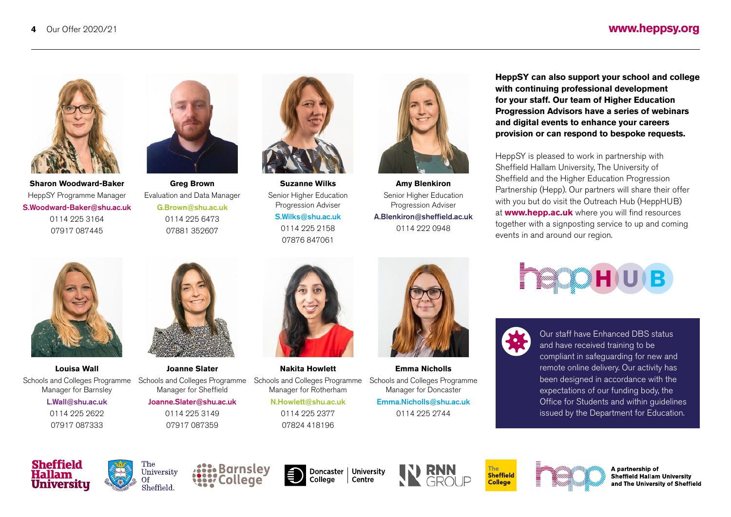**Sharon Woodward-Baker**
HeppSY Programme Manager
S.Woodward-Baker@shu.ac.uk
0114 225 3164
07917 087445

**Greg Brown**
Evaluation and Data Manager
G.Brown@shu.ac.uk
0114 225 6473
07881 352607

**Suzanne Wilks**
Senior Higher Education Progression Adviser
S.Wilks@shu.ac.uk
0114 225 2158
07876 847061

**Amy Blenkiron**
Senior Higher Education Progression Adviser
A.Blenkiron@sheffield.ac.uk
0114 222 0948

**Louisa Wall**
Schools and Colleges Programme Manager for Barnsley
L.Wall@shu.ac.uk
0114 225 2622
07917 087333

**Joanne Slater**
Schools and Colleges Programme Manager for Sheffield
Joanne.Slater@shu.ac.uk
0114 225 3149
07917 087359

**Nakita Howlett**
Schools and Colleges Programme Manager for Rotherham
N.Howlett@shu.ac.uk
0114 225 2377
07824 418196

**Emma Nicholls**
Schools and Colleges Programme Manager for Doncaster
Emma.Nicholls@shu.ac.uk
0114 225 2744

**HeppSY can also support your school and college with continuing professional development for your staff. Our team of Higher Education Progression Advisors have a series of webinars and digital events to enhance your careers provision or can respond to bespoke requests.**

HeppSY is pleased to work in partnership with Sheffield Hallam University, The University of Sheffield and the Higher Education Progression Partnership (Hepp). Our partners will share their offer with you but do visit the Outreach Hub (HeppHUB) at **www.hepp.ac.uk** where you will find resources together with a signposting service to up and coming events in and around our region.

Our staff have Enhanced DBS status and have received training to be compliant in safeguarding for new and remote online delivery. Our activity has been designed in accordance with the expectations of our funding body, the Office for Students and within guidelines issued by the Department for Education.

A partnership of Sheffield Hallam University and The University of Sheffield